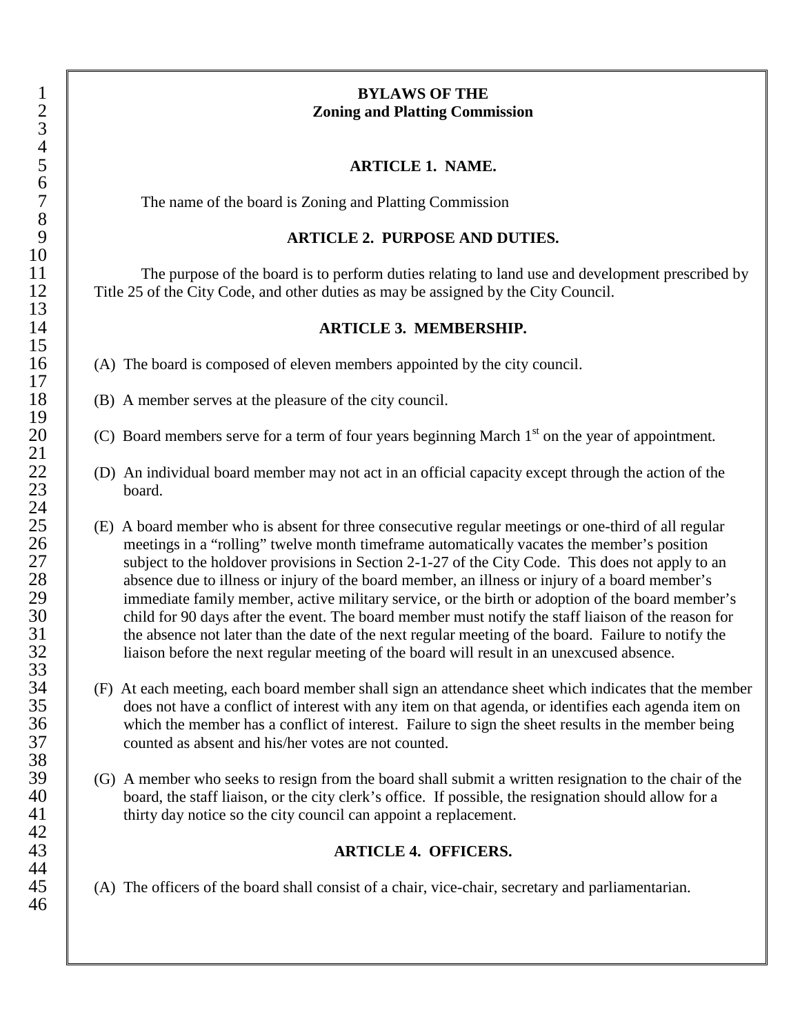# BYLAWS OF THE
# Zoning and Platting Commission

## ARTICLE 1. NAME.

The name of the board is Zoning and Platting Commission

## ARTICLE 2. PURPOSE AND DUTIES.

The purpose of the board is to perform duties relating to land use and development prescribed by Title 25 of the City Code, and other duties as may be assigned by the City Council.

## ARTICLE 3. MEMBERSHIP.

(A) The board is composed of eleven members appointed by the city council.

(B) A member serves at the pleasure of the city council.

(C) Board members serve for a term of four years beginning March 1st on the year of appointment.

(D) An individual board member may not act in an official capacity except through the action of the board.

(E) A board member who is absent for three consecutive regular meetings or one-third of all regular meetings in a "rolling" twelve month timeframe automatically vacates the member's position subject to the holdover provisions in Section 2-1-27 of the City Code. This does not apply to an absence due to illness or injury of the board member, an illness or injury of a board member's immediate family member, active military service, or the birth or adoption of the board member's child for 90 days after the event. The board member must notify the staff liaison of the reason for the absence not later than the date of the next regular meeting of the board. Failure to notify the liaison before the next regular meeting of the board will result in an unexcused absence.

(F) At each meeting, each board member shall sign an attendance sheet which indicates that the member does not have a conflict of interest with any item on that agenda, or identifies each agenda item on which the member has a conflict of interest. Failure to sign the sheet results in the member being counted as absent and his/her votes are not counted.

(G) A member who seeks to resign from the board shall submit a written resignation to the chair of the board, the staff liaison, or the city clerk's office. If possible, the resignation should allow for a thirty day notice so the city council can appoint a replacement.

## ARTICLE 4. OFFICERS.

(A) The officers of the board shall consist of a chair, vice-chair, secretary and parliamentarian.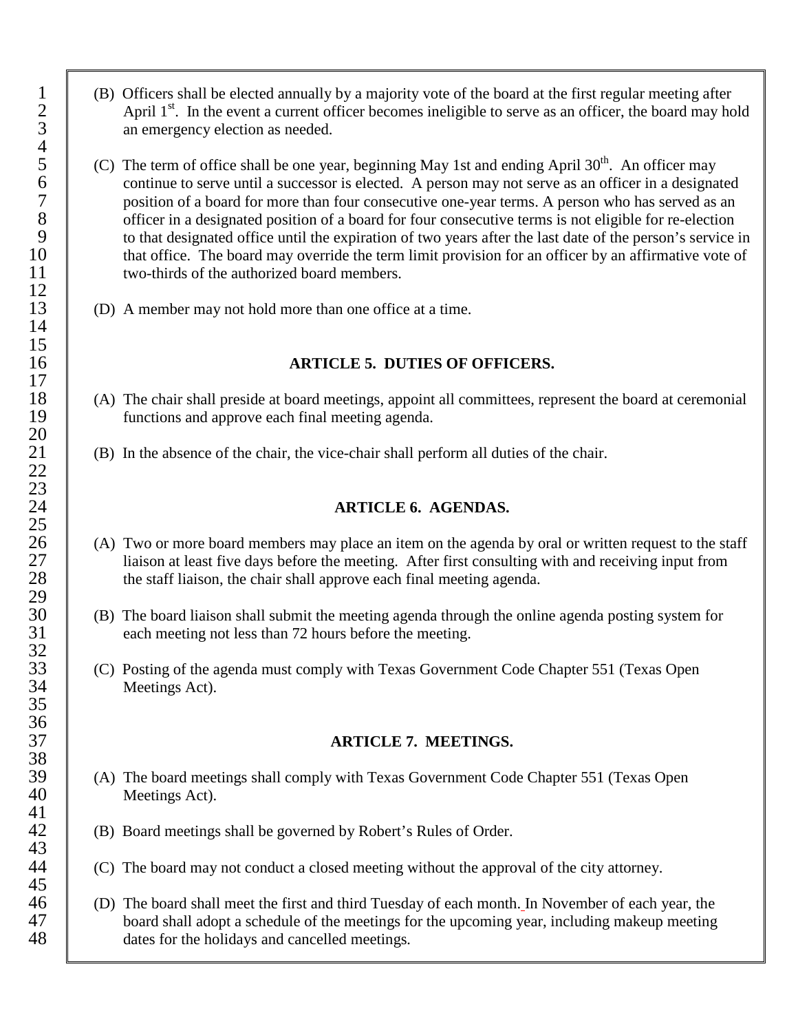(B) Officers shall be elected annually by a majority vote of the board at the first regular meeting after April 1st. In the event a current officer becomes ineligible to serve as an officer, the board may hold an emergency election as needed.

(C) The term of office shall be one year, beginning May 1st and ending April 30th. An officer may continue to serve until a successor is elected. A person may not serve as an officer in a designated position of a board for more than four consecutive one-year terms. A person who has served as an officer in a designated position of a board for four consecutive terms is not eligible for re-election to that designated office until the expiration of two years after the last date of the person's service in that office. The board may override the term limit provision for an officer by an affirmative vote of two-thirds of the authorized board members.

(D) A member may not hold more than one office at a time.

## ARTICLE 5. DUTIES OF OFFICERS.

(A) The chair shall preside at board meetings, appoint all committees, represent the board at ceremonial functions and approve each final meeting agenda.

(B) In the absence of the chair, the vice-chair shall perform all duties of the chair.

## ARTICLE 6. AGENDAS.

(A) Two or more board members may place an item on the agenda by oral or written request to the staff liaison at least five days before the meeting. After first consulting with and receiving input from the staff liaison, the chair shall approve each final meeting agenda.

(B) The board liaison shall submit the meeting agenda through the online agenda posting system for each meeting not less than 72 hours before the meeting.

(C) Posting of the agenda must comply with Texas Government Code Chapter 551 (Texas Open Meetings Act).

## ARTICLE 7. MEETINGS.

(A) The board meetings shall comply with Texas Government Code Chapter 551 (Texas Open Meetings Act).

(B) Board meetings shall be governed by Robert's Rules of Order.

(C) The board may not conduct a closed meeting without the approval of the city attorney.

(D) The board shall meet the first and third Tuesday of each month. In November of each year, the board shall adopt a schedule of the meetings for the upcoming year, including makeup meeting dates for the holidays and cancelled meetings.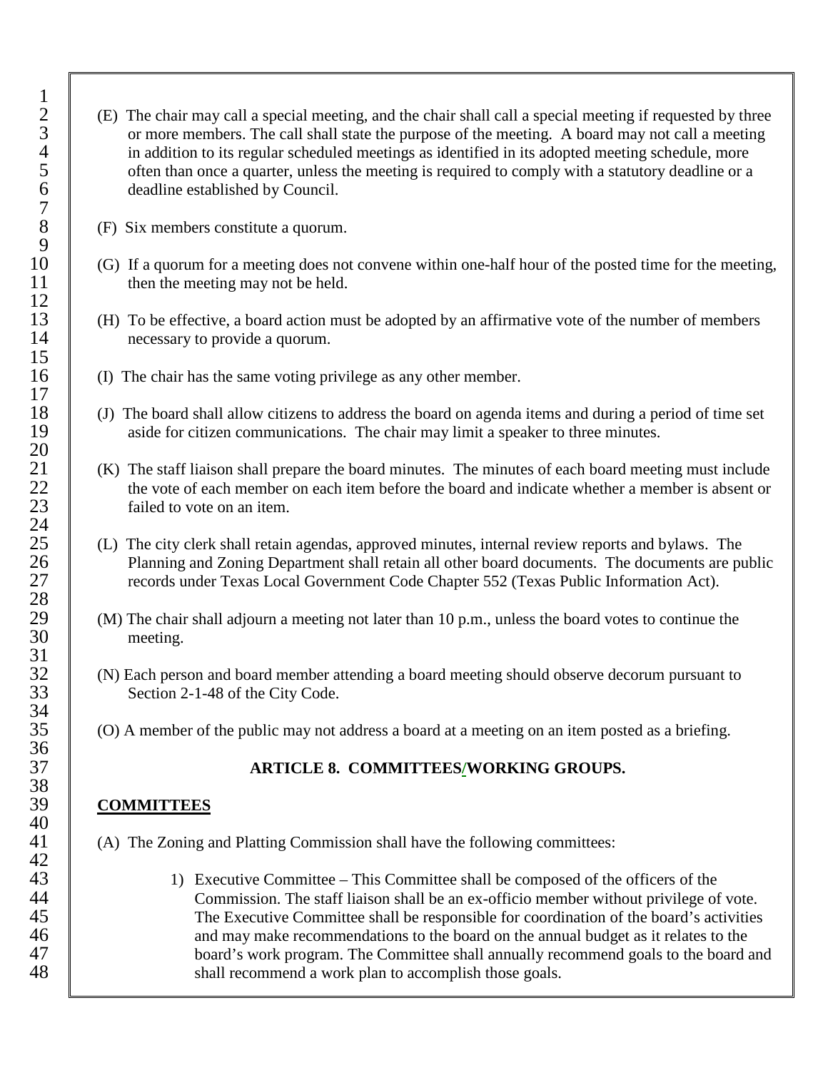(E) The chair may call a special meeting, and the chair shall call a special meeting if requested by three or more members. The call shall state the purpose of the meeting. A board may not call a meeting in addition to its regular scheduled meetings as identified in its adopted meeting schedule, more often than once a quarter, unless the meeting is required to comply with a statutory deadline or a deadline established by Council.

(F) Six members constitute a quorum.

(G) If a quorum for a meeting does not convene within one-half hour of the posted time for the meeting, then the meeting may not be held.

(H) To be effective, a board action must be adopted by an affirmative vote of the number of members necessary to provide a quorum.

(I) The chair has the same voting privilege as any other member.

(J) The board shall allow citizens to address the board on agenda items and during a period of time set aside for citizen communications. The chair may limit a speaker to three minutes.

(K) The staff liaison shall prepare the board minutes. The minutes of each board meeting must include the vote of each member on each item before the board and indicate whether a member is absent or failed to vote on an item.

(L) The city clerk shall retain agendas, approved minutes, internal review reports and bylaws. The Planning and Zoning Department shall retain all other board documents. The documents are public records under Texas Local Government Code Chapter 552 (Texas Public Information Act).

(M) The chair shall adjourn a meeting not later than 10 p.m., unless the board votes to continue the meeting.

(N) Each person and board member attending a board meeting should observe decorum pursuant to Section 2-1-48 of the City Code.

(O) A member of the public may not address a board at a meeting on an item posted as a briefing.

## ARTICLE 8. COMMITTEES/WORKING GROUPS.

**COMMITTEES**

(A) The Zoning and Platting Commission shall have the following committees:

1) Executive Committee – This Committee shall be composed of the officers of the Commission. The staff liaison shall be an ex-officio member without privilege of vote. The Executive Committee shall be responsible for coordination of the board's activities and may make recommendations to the board on the annual budget as it relates to the board's work program. The Committee shall annually recommend goals to the board and shall recommend a work plan to accomplish those goals.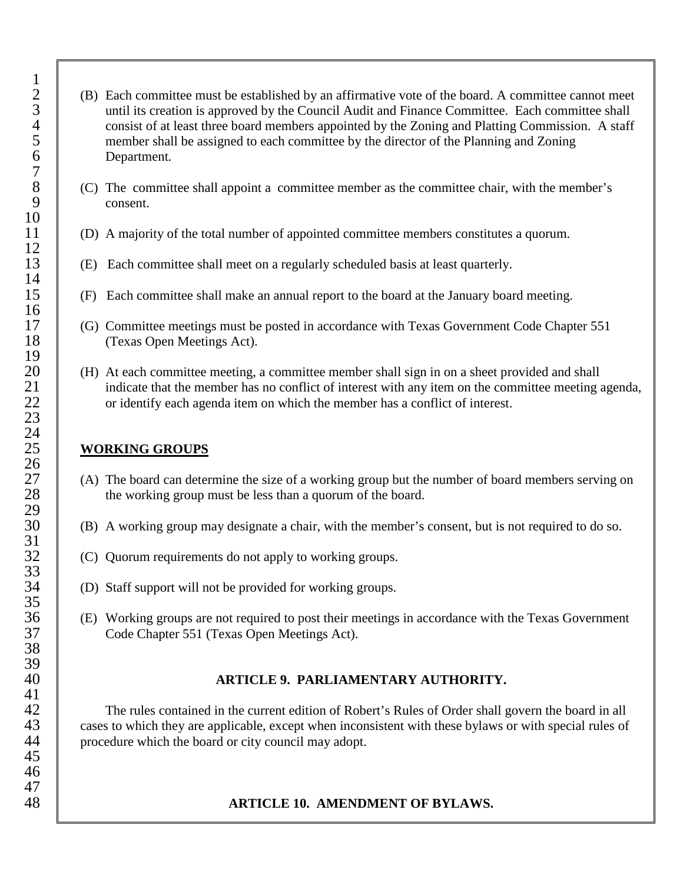(B) Each committee must be established by an affirmative vote of the board. A committee cannot meet until its creation is approved by the Council Audit and Finance Committee. Each committee shall consist of at least three board members appointed by the Zoning and Platting Commission. A staff member shall be assigned to each committee by the director of the Planning and Zoning Department.

(C) The committee shall appoint a committee member as the committee chair, with the member's consent.

(D) A majority of the total number of appointed committee members constitutes a quorum.

(E) Each committee shall meet on a regularly scheduled basis at least quarterly.

(F) Each committee shall make an annual report to the board at the January board meeting.

(G) Committee meetings must be posted in accordance with Texas Government Code Chapter 551 (Texas Open Meetings Act).

(H) At each committee meeting, a committee member shall sign in on a sheet provided and shall indicate that the member has no conflict of interest with any item on the committee meeting agenda, or identify each agenda item on which the member has a conflict of interest.

**WORKING GROUPS**

(A) The board can determine the size of a working group but the number of board members serving on the working group must be less than a quorum of the board.

(B) A working group may designate a chair, with the member's consent, but is not required to do so.

(C) Quorum requirements do not apply to working groups.

(D) Staff support will not be provided for working groups.

(E) Working groups are not required to post their meetings in accordance with the Texas Government Code Chapter 551 (Texas Open Meetings Act).

## ARTICLE 9. PARLIAMENTARY AUTHORITY.

The rules contained in the current edition of Robert's Rules of Order shall govern the board in all cases to which they are applicable, except when inconsistent with these bylaws or with special rules of procedure which the board or city council may adopt.

## ARTICLE 10. AMENDMENT OF BYLAWS.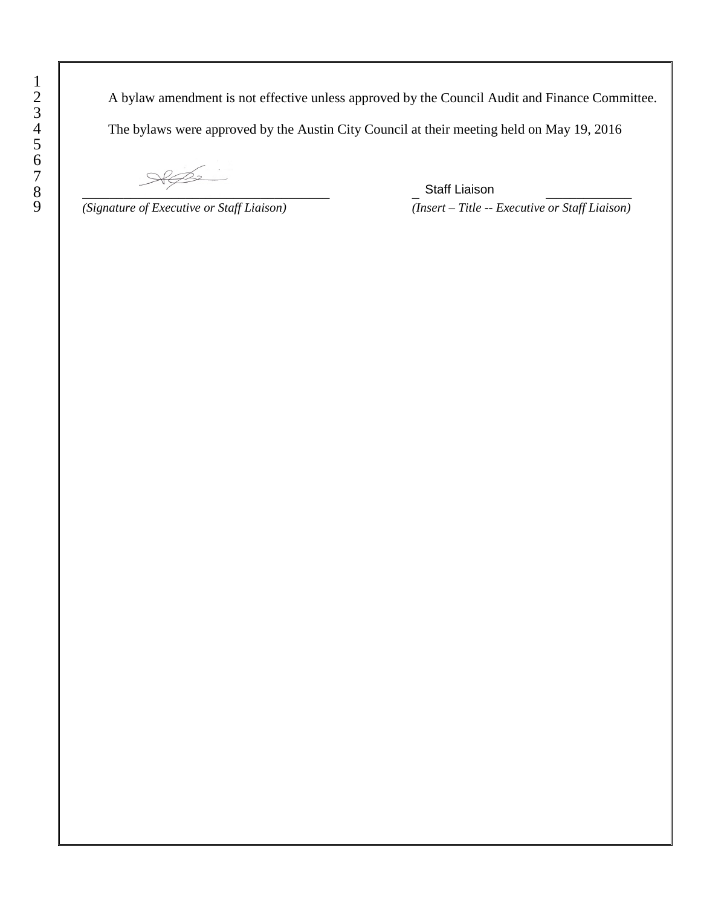A bylaw amendment is not effective unless approved by the Council Audit and Finance Committee.

The bylaws were approved by the Austin City Council at their meeting held on May 19, 2016

_____________________________________ _ Staff Liaison _____________

*(Signature of Executive or Staff Liaison)* *(Insert – Title -- Executive or Staff Liaison)*